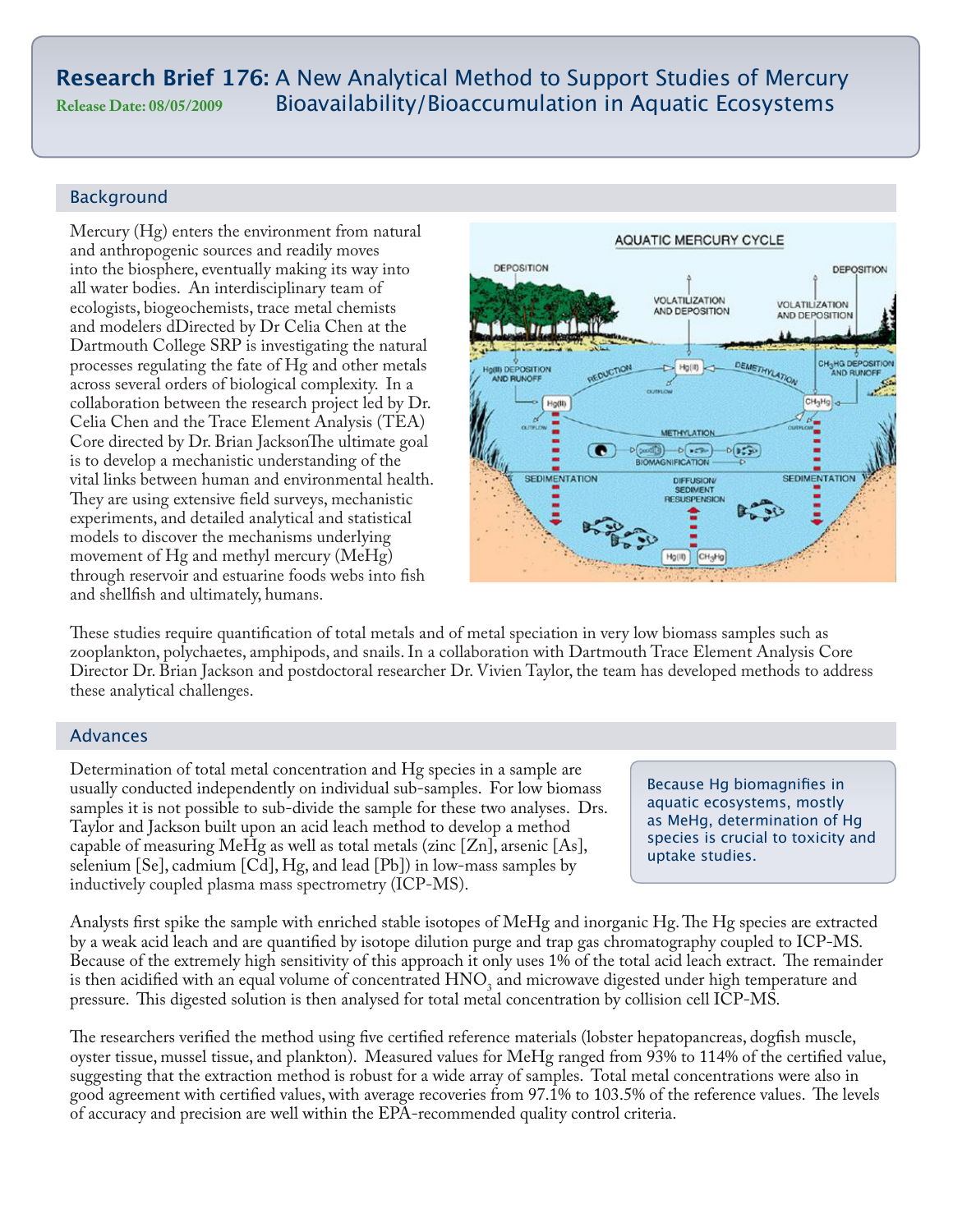# Research Brief 176: A New Analytical Method to Support Studies of Mercury Bioavailability/Bioaccumulation in Aquatic Ecosystems

**Release Date: 08/05/2009**

## Background

Mercury (Hg) enters the environment from natural and anthropogenic sources and readily moves into the biosphere, eventually making its way into all water bodies. An interdisciplinary team of ecologists, biogeochemists, trace metal chemists and modelers dDirected by Dr Celia Chen at the Dartmouth College SRP is investigating the natural processes regulating the fate of Hg and other metals across several orders of biological complexity. In a collaboration between the research project led by Dr. Celia Chen and the Trace Element Analysis (TEA) Core directed by Dr. Brian JacksonThe ultimate goal is to develop a mechanistic understanding of the vital links between human and environmental health. They are using extensive field surveys, mechanistic experiments, and detailed analytical and statistical models to discover the mechanisms underlying movement of Hg and methyl mercury (MeHg) through reservoir and estuarine foods webs into fish and shellfish and ultimately, humans.

These studies require quantification of total metals and of metal speciation in very low biomass samples such as zooplankton, polychaetes, amphipods, and snails. In a collaboration with Dartmouth Trace Element Analysis Core Director Dr. Brian Jackson and postdoctoral researcher Dr. Vivien Taylor, the team has developed methods to address these analytical challenges.

## Advances

Determination of total metal concentration and Hg species in a sample are usually conducted independently on individual sub-samples. For low biomass samples it is not possible to sub-divide the sample for these two analyses. Drs. Taylor and Jackson built upon an acid leach method to develop a method capable of measuring MeHg as well as total metals (zinc [Zn], arsenic [As], selenium [Se], cadmium [Cd], Hg, and lead [Pb]) in low-mass samples by inductively coupled plasma mass spectrometry (ICP-MS).

> Because Hg biomagnifies in aquatic ecosystems, mostly as MeHg, determination of Hg species is crucial to toxicity and uptake studies.

Analysts first spike the sample with enriched stable isotopes of MeHg and inorganic Hg. The Hg species are extracted by a weak acid leach and are quantified by isotope dilution purge and trap gas chromatography coupled to ICP-MS. Because of the extremely high sensitivity of this approach it only uses 1% of the total acid leach extract. The remainder is then acidified with an equal volume of concentrated $HNO_3$ and microwave digested under high temperature and pressure. This digested solution is then analysed for total metal concentration by collision cell ICP-MS.

The researchers verified the method using five certified reference materials (lobster hepatopancreas, dogfish muscle, oyster tissue, mussel tissue, and plankton). Measured values for MeHg ranged from 93% to 114% of the certified value, suggesting that the extraction method is robust for a wide array of samples. Total metal concentrations were also in good agreement with certified values, with average recoveries from 97.1% to 103.5% of the reference values. The levels of accuracy and precision are well within the EPA-recommended quality control criteria.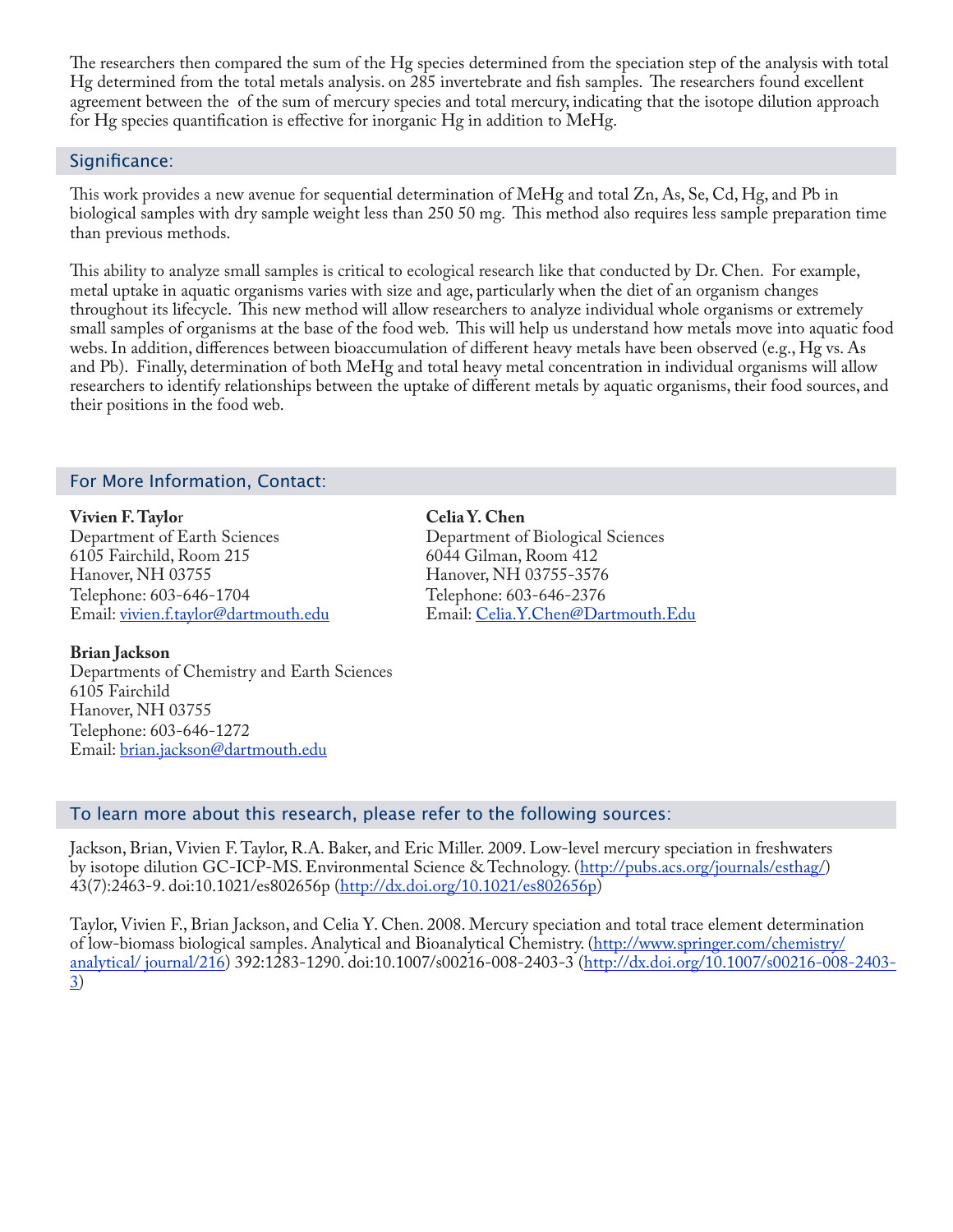The researchers then compared the sum of the Hg species determined from the speciation step of the analysis with total Hg determined from the total metals analysis. on 285 invertebrate and fish samples. The researchers found excellent agreement between the of the sum of mercury species and total mercury, indicating that the isotope dilution approach for Hg species quantification is effective for inorganic Hg in addition to MeHg.

## Significance:

This work provides a new avenue for sequential determination of MeHg and total Zn, As, Se, Cd, Hg, and Pb in biological samples with dry sample weight less than 250 50 mg. This method also requires less sample preparation time than previous methods.

This ability to analyze small samples is critical to ecological research like that conducted by Dr. Chen. For example, metal uptake in aquatic organisms varies with size and age, particularly when the diet of an organism changes throughout its lifecycle. This new method will allow researchers to analyze individual whole organisms or extremely small samples of organisms at the base of the food web. This will help us understand how metals move into aquatic food webs. In addition, differences between bioaccumulation of different heavy metals have been observed (e.g., Hg vs. As and Pb). Finally, determination of both MeHg and total heavy metal concentration in individual organisms will allow researchers to identify relationships between the uptake of different metals by aquatic organisms, their food sources, and their positions in the food web.

## For More Information, Contact:

**Vivien F. Taylor**
Department of Earth Sciences
6105 Fairchild, Room 215
Hanover, NH 03755
Telephone: 603-646-1704
Email: vivien.f.taylor@dartmouth.edu

**Brian Jackson**
Departments of Chemistry and Earth Sciences
6105 Fairchild
Hanover, NH 03755
Telephone: 603-646-1272
Email: brian.jackson@dartmouth.edu

**Celia Y. Chen**
Department of Biological Sciences
6044 Gilman, Room 412
Hanover, NH 03755-3576
Telephone: 603-646-2376
Email: Celia.Y.Chen@Dartmouth.Edu

## To learn more about this research, please refer to the following sources:

Jackson, Brian, Vivien F. Taylor, R.A. Baker, and Eric Miller. 2009. Low-level mercury speciation in freshwaters by isotope dilution GC-ICP-MS. Environmental Science & Technology. (http://pubs.acs.org/journals/esthag/) 43(7):2463-9. doi:10.1021/es802656p (http://dx.doi.org/10.1021/es802656p)

Taylor, Vivien F., Brian Jackson, and Celia Y. Chen. 2008. Mercury speciation and total trace element determination of low-biomass biological samples. Analytical and Bioanalytical Chemistry. (http://www.springer.com/chemistry/analytical/ journal/216) 392:1283-1290. doi:10.1007/s00216-008-2403-3 (http://dx.doi.org/10.1007/s00216-008-2403-3)